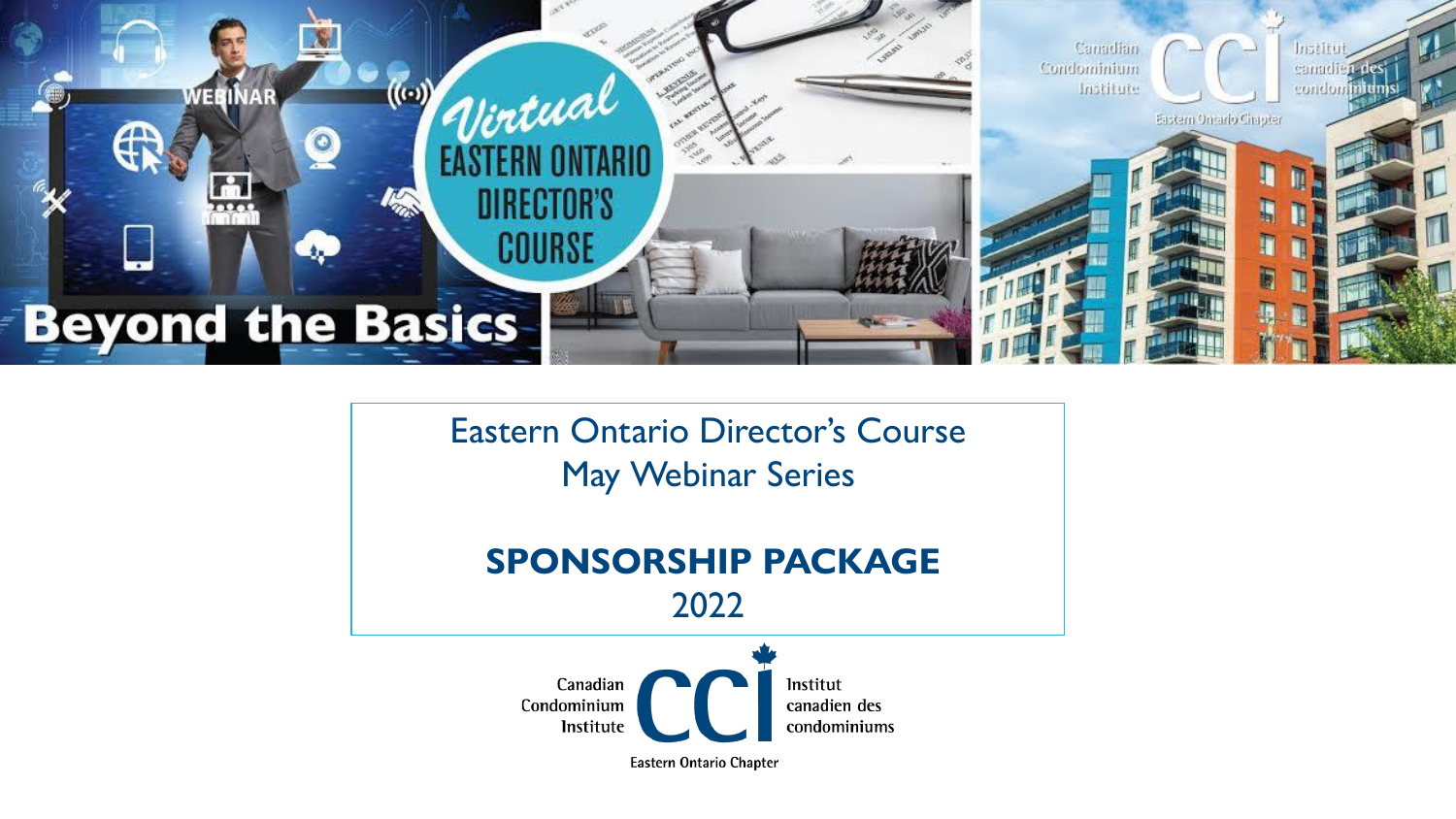# Eastern Ontario Director's Course
## May Webinar Series

## SPONSORSHIP PACKAGE
2022

Canadian Condominium Institute — CCI — Institut canadien des condominiums

Eastern Ontario Chapter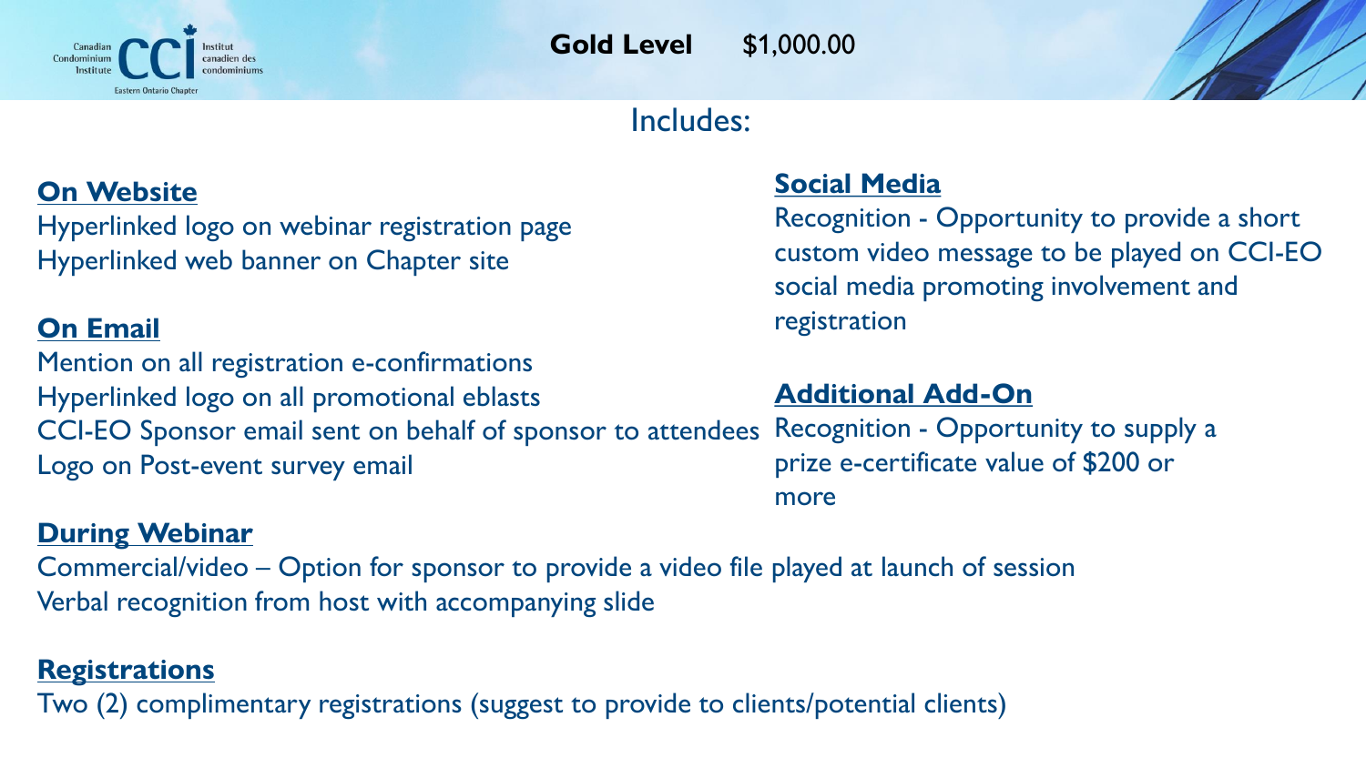## Gold Level $1,000.00

Includes:

**On Website**

Hyperlinked logo on webinar registration page
Hyperlinked web banner on Chapter site

**On Email**

Mention on all registration e-confirmations
Hyperlinked logo on all promotional eblasts
CCI-EO Sponsor email sent on behalf of sponsor to attendees
Logo on Post-event survey email

**During Webinar**

Commercial/video – Option for sponsor to provide a video file played at launch of session
Verbal recognition from host with accompanying slide

**Registrations**

Two (2) complimentary registrations (suggest to provide to clients/potential clients)

**Social Media**

Recognition - Opportunity to provide a short custom video message to be played on CCI-EO social media promoting involvement and registration

**Additional Add-On**

Recognition - Opportunity to supply a prize e-certificate value of $200 or more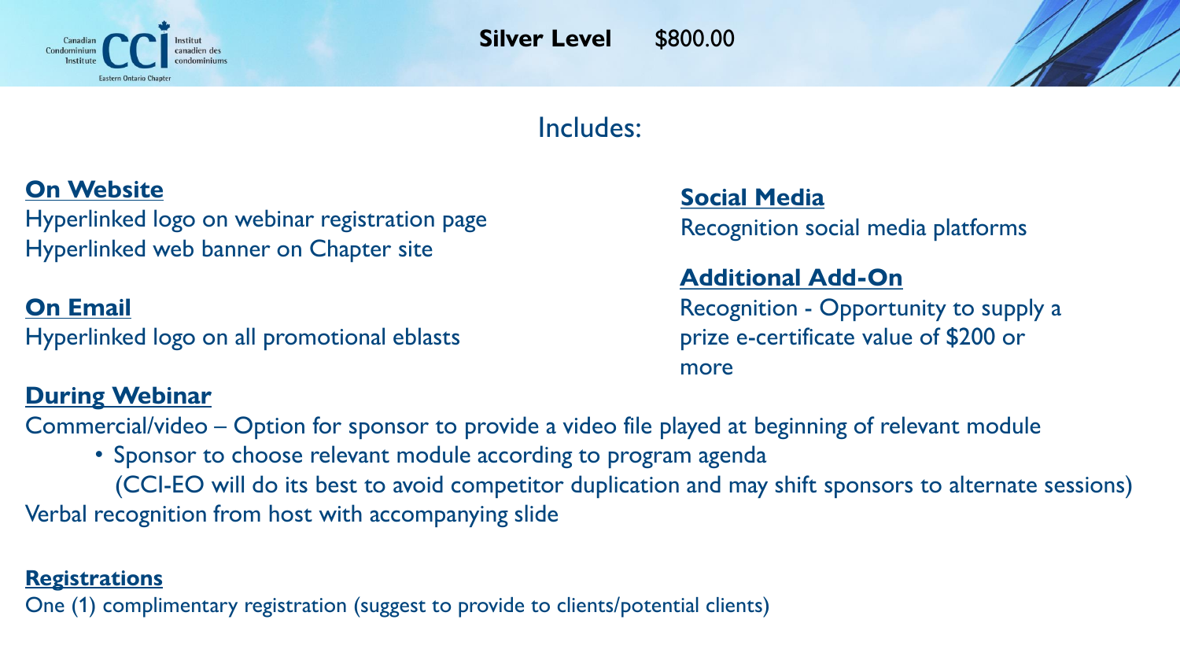## Silver Level $800.00

### Includes:

**On Website**

Hyperlinked logo on webinar registration page
Hyperlinked web banner on Chapter site

**On Email**

Hyperlinked logo on all promotional eblasts

**During Webinar**

Commercial/video – Option for sponsor to provide a video file played at beginning of relevant module

- Sponsor to choose relevant module according to program agenda
  (CCI-EO will do its best to avoid competitor duplication and may shift sponsors to alternate sessions)

Verbal recognition from host with accompanying slide

**Registrations**

One (1) complimentary registration (suggest to provide to clients/potential clients)

**Social Media**

Recognition social media platforms

**Additional Add-On**

Recognition - Opportunity to supply a prize e-certificate value of $200 or more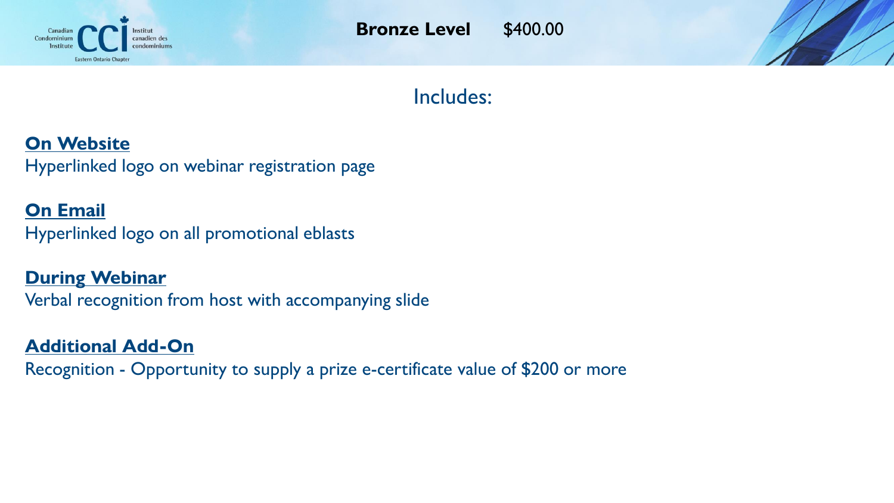# Bronze Level $400.00

## Includes:

**On Website**
Hyperlinked logo on webinar registration page

**On Email**
Hyperlinked logo on all promotional eblasts

**During Webinar**
Verbal recognition from host with accompanying slide

**Additional Add-On**
Recognition - Opportunity to supply a prize e-certificate value of $200 or more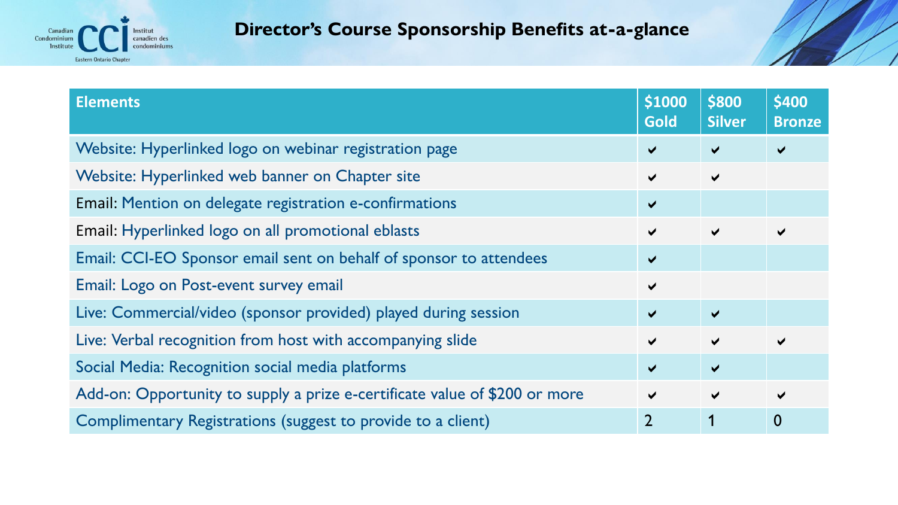# Director's Course Sponsorship Benefits at-a-glance

| Elements | $1000 Gold | $800 Silver | $400 Bronze |
|---|---|---|---|
| Website: Hyperlinked logo on webinar registration page | ✔ | ✔ | ✔ |
| Website: Hyperlinked web banner on Chapter site | ✔ | ✔ | |
| Email: Mention on delegate registration e-confirmations | ✔ | | |
| Email: Hyperlinked logo on all promotional eblasts | ✔ | ✔ | ✔ |
| Email: CCI-EO Sponsor email sent on behalf of sponsor to attendees | ✔ | | |
| Email: Logo on Post-event survey email | ✔ | | |
| Live: Commercial/video (sponsor provided) played during session | ✔ | ✔ | |
| Live: Verbal recognition from host with accompanying slide | ✔ | ✔ | ✔ |
| Social Media: Recognition social media platforms | ✔ | ✔ | |
| Add-on: Opportunity to supply a prize e-certificate value of $200 or more | ✔ | ✔ | ✔ |
| Complimentary Registrations (suggest to provide to a client) | 2 | 1 | 0 |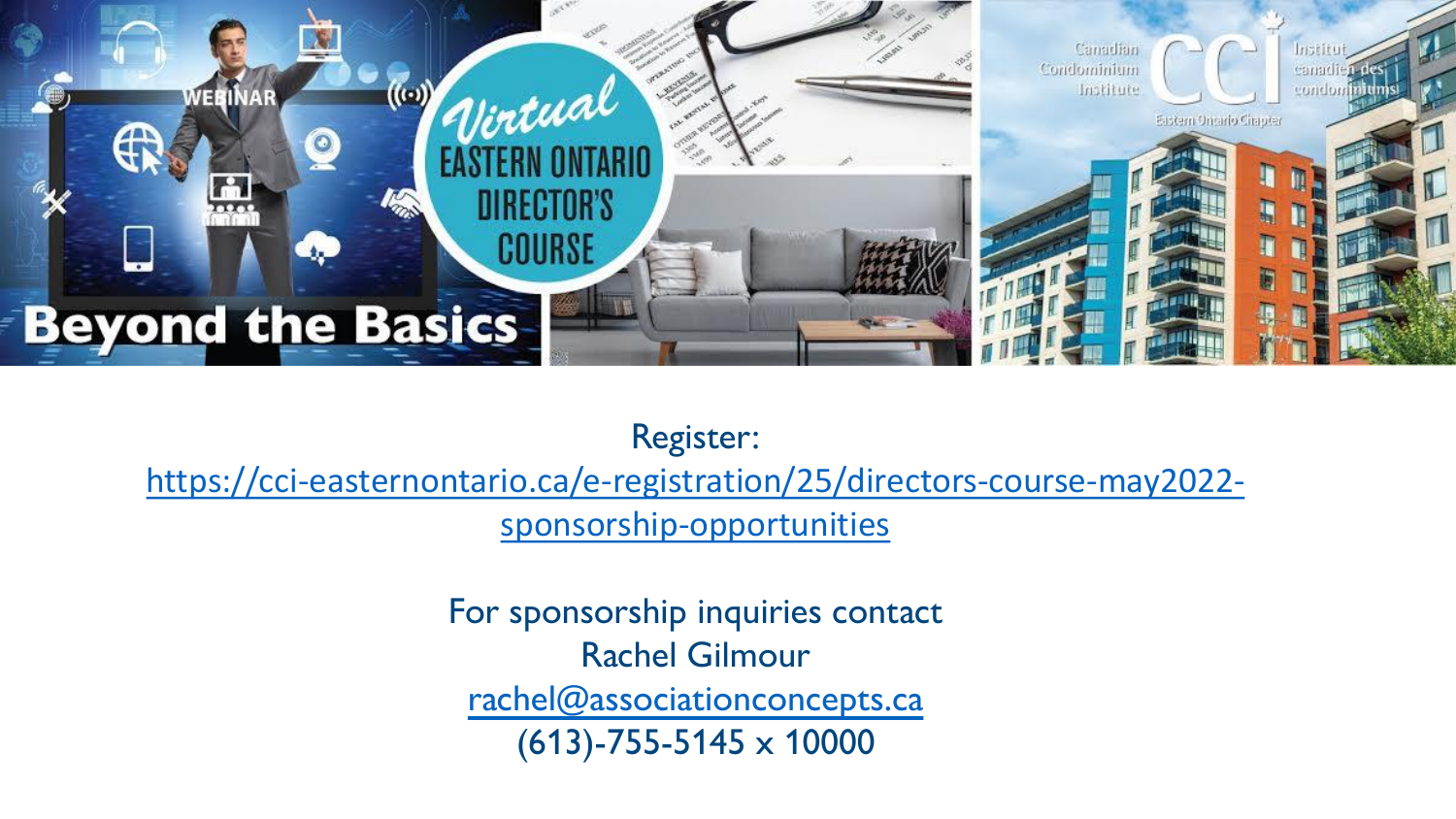Register:
https://cci-easternontario.ca/e-registration/25/directors-course-may2022-sponsorship-opportunities

For sponsorship inquiries contact
Rachel Gilmour
rachel@associationconcepts.ca
(613)-755-5145 x 10000